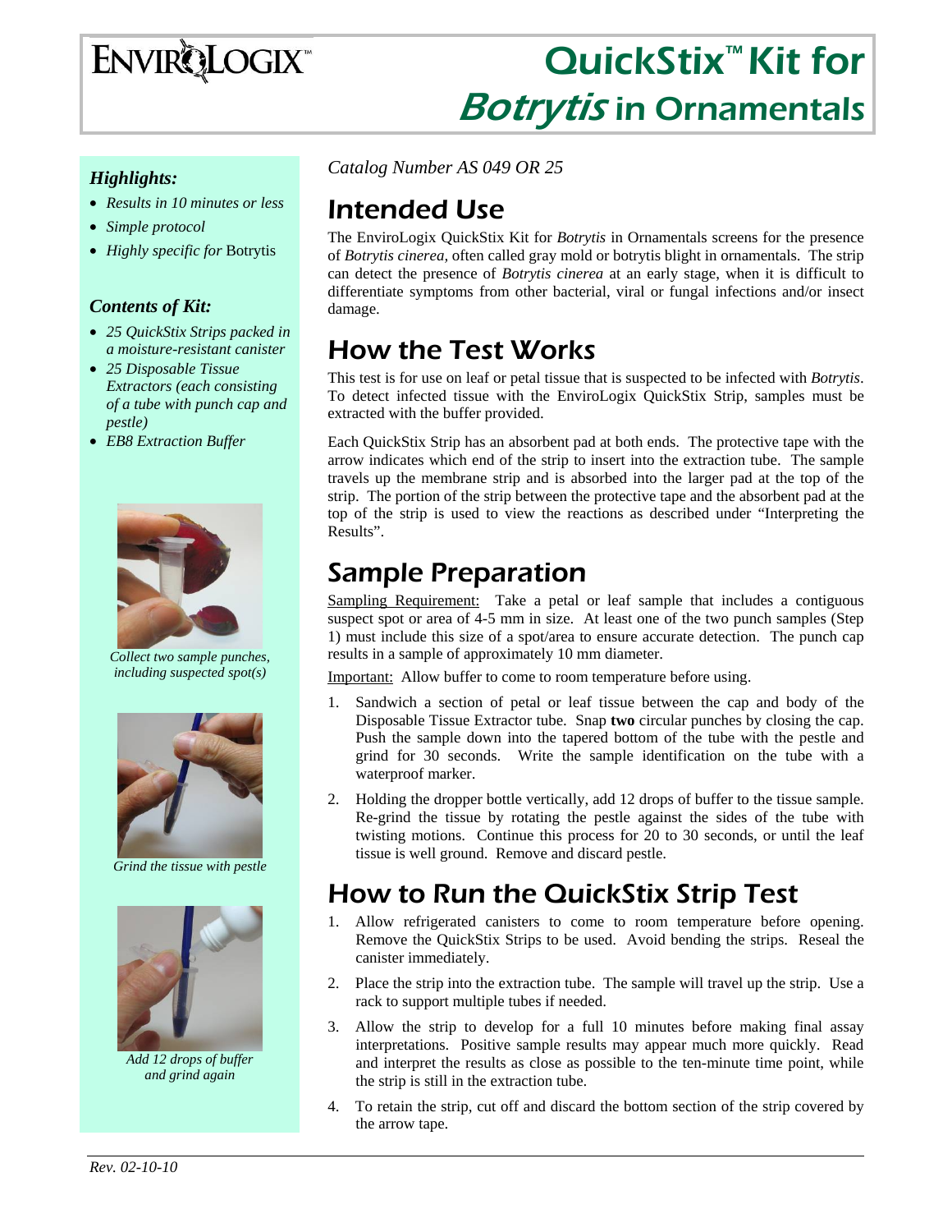# EnviroLogix™

# QuickStix™ Kit for *Botrytis* in Ornamentals

### *Highlights:*

- *Results in 10 minutes or less*
- *Simple protocol*
- *Highly specific for* Botrytis

### *Contents of Kit:*

- *25 QuickStix Strips packed in a moisture-resistant canister*
- *25 Disposable Tissue Extractors (each consisting of a tube with punch cap and pestle)*
- *EB8 Extraction Buffer*

*Collect two sample punches, including suspected spot(s)*

*Grind the tissue with pestle*

*Add 12 drops of buffer and grind again*

*Catalog Number AS 049 OR 25*

## Intended Use

The EnviroLogix QuickStix Kit for *Botrytis* in Ornamentals screens for the presence of *Botrytis cinerea,* often called gray mold or botrytis blight in ornamentals. The strip can detect the presence of *Botrytis cinerea* at an early stage, when it is difficult to differentiate symptoms from other bacterial, viral or fungal infections and/or insect damage.

## How the Test Works

This test is for use on leaf or petal tissue that is suspected to be infected with *Botrytis*. To detect infected tissue with the EnviroLogix QuickStix Strip, samples must be extracted with the buffer provided.

Each QuickStix Strip has an absorbent pad at both ends. The protective tape with the arrow indicates which end of the strip to insert into the extraction tube. The sample travels up the membrane strip and is absorbed into the larger pad at the top of the strip. The portion of the strip between the protective tape and the absorbent pad at the top of the strip is used to view the reactions as described under "Interpreting the Results".

## Sample Preparation

Sampling Requirement: Take a petal or leaf sample that includes a contiguous suspect spot or area of 4-5 mm in size. At least one of the two punch samples (Step 1) must include this size of a spot/area to ensure accurate detection. The punch cap results in a sample of approximately 10 mm diameter.

Important: Allow buffer to come to room temperature before using.

1. Sandwich a section of petal or leaf tissue between the cap and body of the Disposable Tissue Extractor tube. Snap **two** circular punches by closing the cap. Push the sample down into the tapered bottom of the tube with the pestle and grind for 30 seconds. Write the sample identification on the tube with a waterproof marker.
2. Holding the dropper bottle vertically, add 12 drops of buffer to the tissue sample. Re-grind the tissue by rotating the pestle against the sides of the tube with twisting motions. Continue this process for 20 to 30 seconds, or until the leaf tissue is well ground. Remove and discard pestle.

## How to Run the QuickStix Strip Test

1. Allow refrigerated canisters to come to room temperature before opening. Remove the QuickStix Strips to be used. Avoid bending the strips. Reseal the canister immediately.
2. Place the strip into the extraction tube. The sample will travel up the strip. Use a rack to support multiple tubes if needed.
3. Allow the strip to develop for a full 10 minutes before making final assay interpretations. Positive sample results may appear much more quickly. Read and interpret the results as close as possible to the ten-minute time point, while the strip is still in the extraction tube.
4. To retain the strip, cut off and discard the bottom section of the strip covered by the arrow tape.

*Rev. 02-10-10*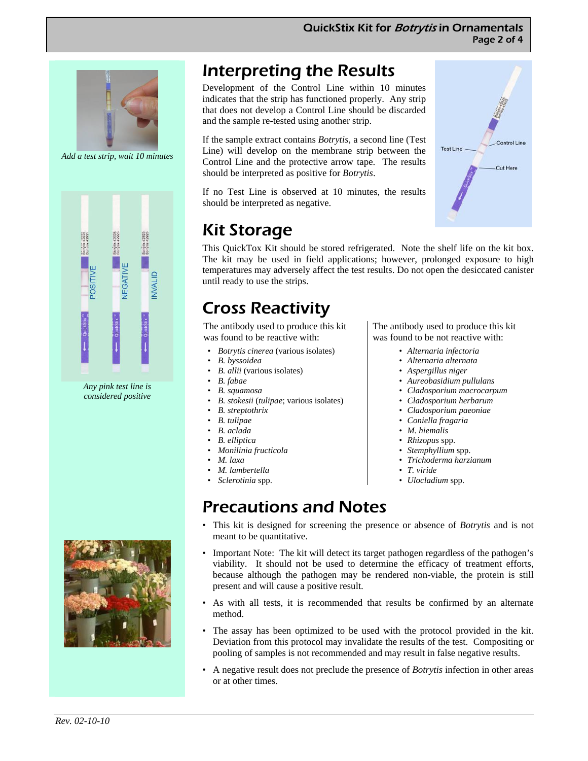Add a test strip, wait 10 minutes

Any pink test line is considered positive

## Interpreting the Results

Development of the Control Line within 10 minutes indicates that the strip has functioned properly. Any strip that does not develop a Control Line should be discarded and the sample re-tested using another strip.

If the sample extract contains *Botrytis*, a second line (Test Line) will develop on the membrane strip between the Control Line and the protective arrow tape. The results should be interpreted as positive for *Botrytis*.

If no Test Line is observed at 10 minutes, the results should be interpreted as negative.

## Kit Storage

This QuickTox Kit should be stored refrigerated. Note the shelf life on the kit box. The kit may be used in field applications; however, prolonged exposure to high temperatures may adversely affect the test results. Do not open the desiccated canister until ready to use the strips.

## Cross Reactivity

The antibody used to produce this kit was found to be reactive with:

- *Botrytis cinerea* (various isolates)
- *B. byssoidea*
- *B. allii* (various isolates)
- *B. fabae*
- *B. squamosa*
- *B. stokesii* (*tulipae*; various isolates)
- *B. streptothrix*
- *B. tulipae*
- *B. aclada*
- *B. elliptica*
- *Monilinia fructicola*
- *M. laxa*
- *M. lambertella*
- *Sclerotinia* spp.

The antibody used to produce this kit was found to be not reactive with:

- *Alternaria infectoria*
- *Alternaria alternata*
- *Aspergillus niger*
- *Aureobasidium pullulans*
- *Cladosporium macrocarpum*
- *Cladosporium herbarum*
- *Cladosporium paeoniae*
- *Coniella fragaria*
- *M. hiemalis*
- *Rhizopus* spp.
- *Stemphyllium* spp.
- *Trichoderma harzianum*
- *T. viride*
- *Ulocladium* spp.

## Precautions and Notes

- This kit is designed for screening the presence or absence of *Botrytis* and is not meant to be quantitative.
- Important Note: The kit will detect its target pathogen regardless of the pathogen's viability. It should not be used to determine the efficacy of treatment efforts, because although the pathogen may be rendered non-viable, the protein is still present and will cause a positive result.
- As with all tests, it is recommended that results be confirmed by an alternate method.
- The assay has been optimized to be used with the protocol provided in the kit. Deviation from this protocol may invalidate the results of the test. Compositing or pooling of samples is not recommended and may result in false negative results.
- A negative result does not preclude the presence of *Botrytis* infection in other areas or at other times.

*Rev. 02-10-10*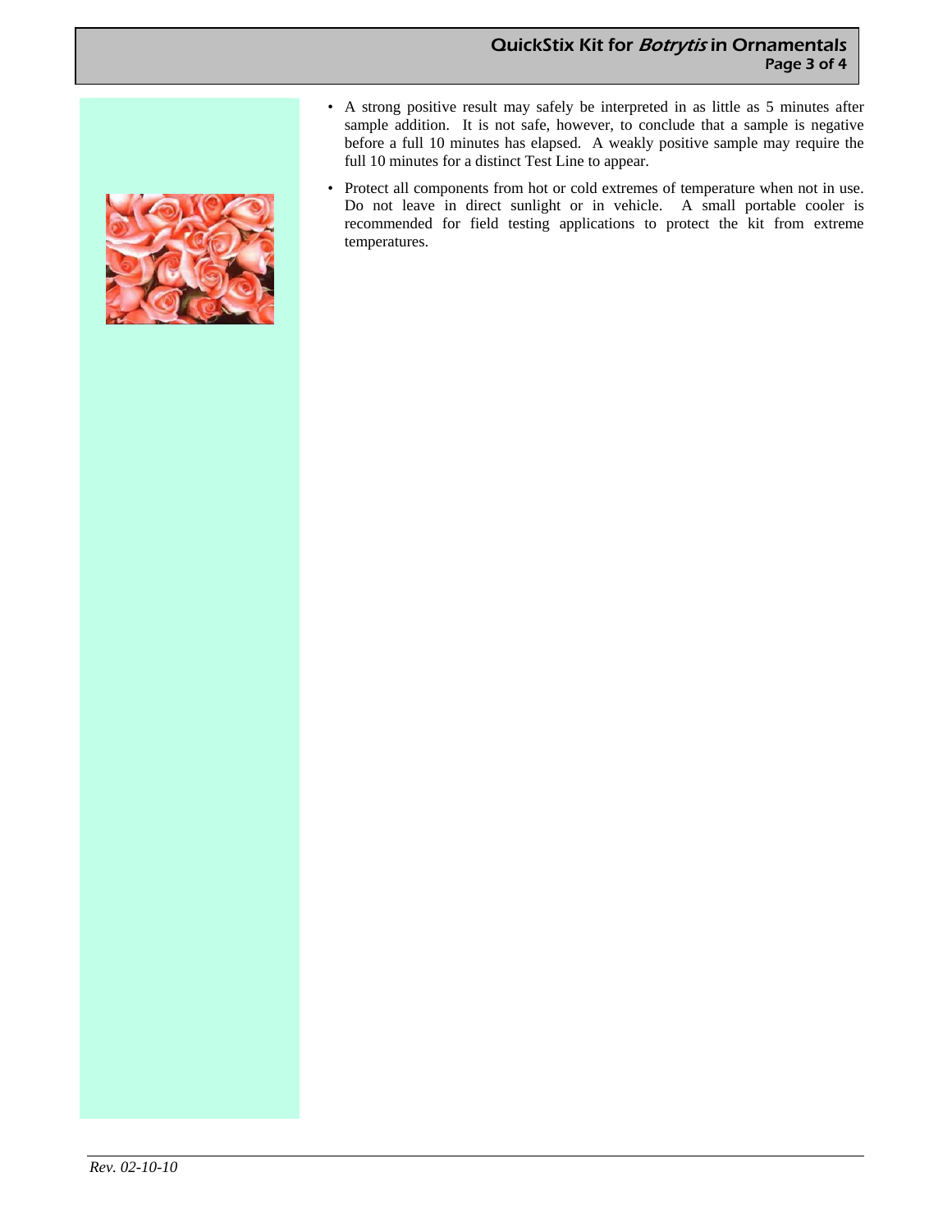- A strong positive result may safely be interpreted in as little as 5 minutes after sample addition. It is not safe, however, to conclude that a sample is negative before a full 10 minutes has elapsed. A weakly positive sample may require the full 10 minutes for a distinct Test Line to appear.
- Protect all components from hot or cold extremes of temperature when not in use. Do not leave in direct sunlight or in vehicle. A small portable cooler is recommended for field testing applications to protect the kit from extreme temperatures.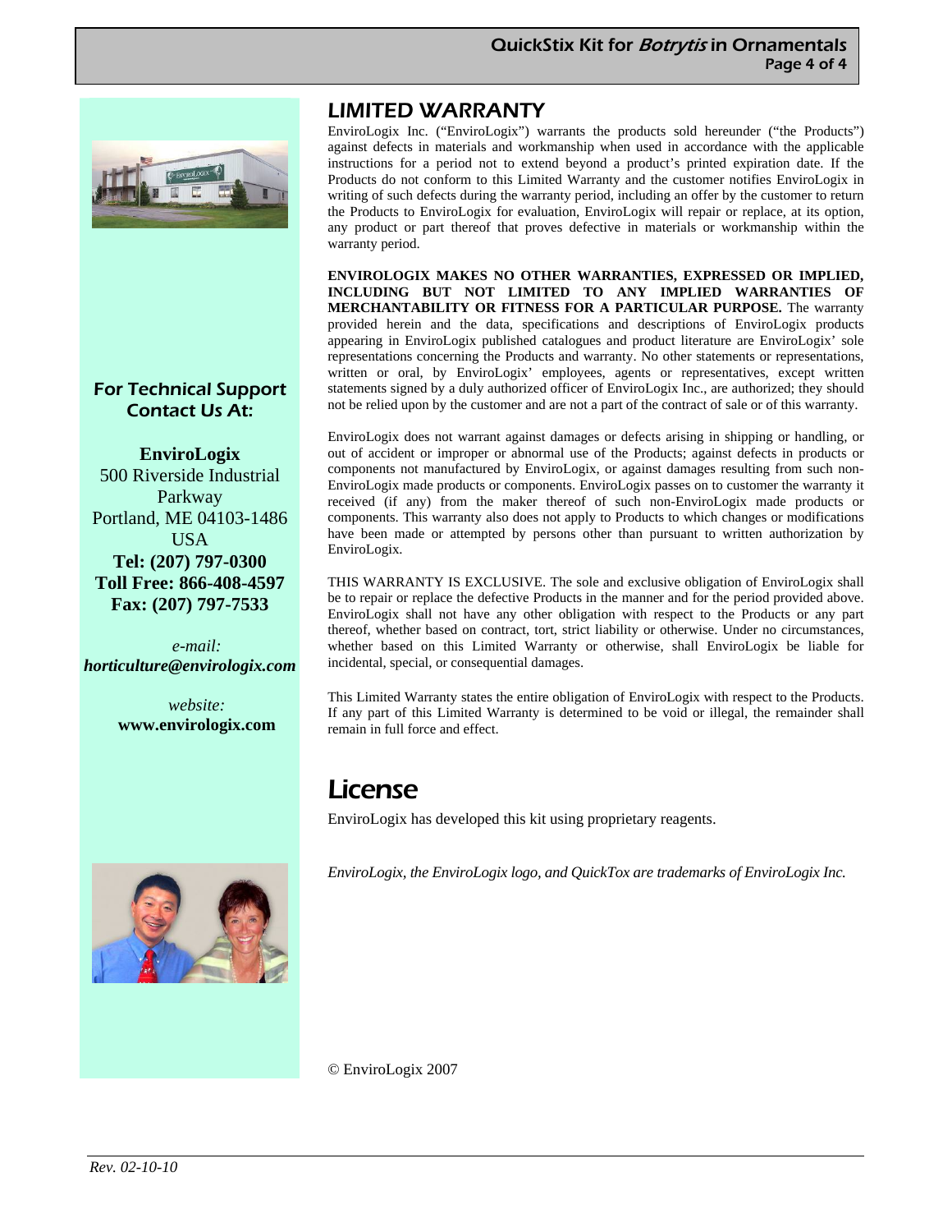# LIMITED WARRANTY

EnviroLogix Inc. ("EnviroLogix") warrants the products sold hereunder ("the Products") against defects in materials and workmanship when used in accordance with the applicable instructions for a period not to extend beyond a product's printed expiration date. If the Products do not conform to this Limited Warranty and the customer notifies EnviroLogix in writing of such defects during the warranty period, including an offer by the customer to return the Products to EnviroLogix for evaluation, EnviroLogix will repair or replace, at its option, any product or part thereof that proves defective in materials or workmanship within the warranty period.

**ENVIROLOGIX MAKES NO OTHER WARRANTIES, EXPRESSED OR IMPLIED, INCLUDING BUT NOT LIMITED TO ANY IMPLIED WARRANTIES OF MERCHANTABILITY OR FITNESS FOR A PARTICULAR PURPOSE.** The warranty provided herein and the data, specifications and descriptions of EnviroLogix products appearing in EnviroLogix published catalogues and product literature are EnviroLogix' sole representations concerning the Products and warranty. No other statements or representations, written or oral, by EnviroLogix' employees, agents or representatives, except written statements signed by a duly authorized officer of EnviroLogix Inc., are authorized; they should not be relied upon by the customer and are not a part of the contract of sale or of this warranty.

EnviroLogix does not warrant against damages or defects arising in shipping or handling, or out of accident or improper or abnormal use of the Products; against defects in products or components not manufactured by EnviroLogix, or against damages resulting from such non-EnviroLogix made products or components. EnviroLogix passes on to customer the warranty it received (if any) from the maker thereof of such non-EnviroLogix made products or components. This warranty also does not apply to Products to which changes or modifications have been made or attempted by persons other than pursuant to written authorization by EnviroLogix.

THIS WARRANTY IS EXCLUSIVE. The sole and exclusive obligation of EnviroLogix shall be to repair or replace the defective Products in the manner and for the period provided above. EnviroLogix shall not have any other obligation with respect to the Products or any part thereof, whether based on contract, tort, strict liability or otherwise. Under no circumstances, whether based on this Limited Warranty or otherwise, shall EnviroLogix be liable for incidental, special, or consequential damages.

This Limited Warranty states the entire obligation of EnviroLogix with respect to the Products. If any part of this Limited Warranty is determined to be void or illegal, the remainder shall remain in full force and effect.

# License

EnviroLogix has developed this kit using proprietary reagents.

*EnviroLogix, the EnviroLogix logo, and QuickTox are trademarks of EnviroLogix Inc.*

© EnviroLogix 2007

## For Technical Support Contact Us At:

**EnviroLogix**
500 Riverside Industrial Parkway
Portland, ME 04103-1486
USA
**Tel: (207) 797-0300**
**Toll Free: 866-408-4597**
**Fax: (207) 797-7533**

*e-mail:*
***horticulture@envirologix.com***

*website:*
**www.envirologix.com**

*Rev. 02-10-10*